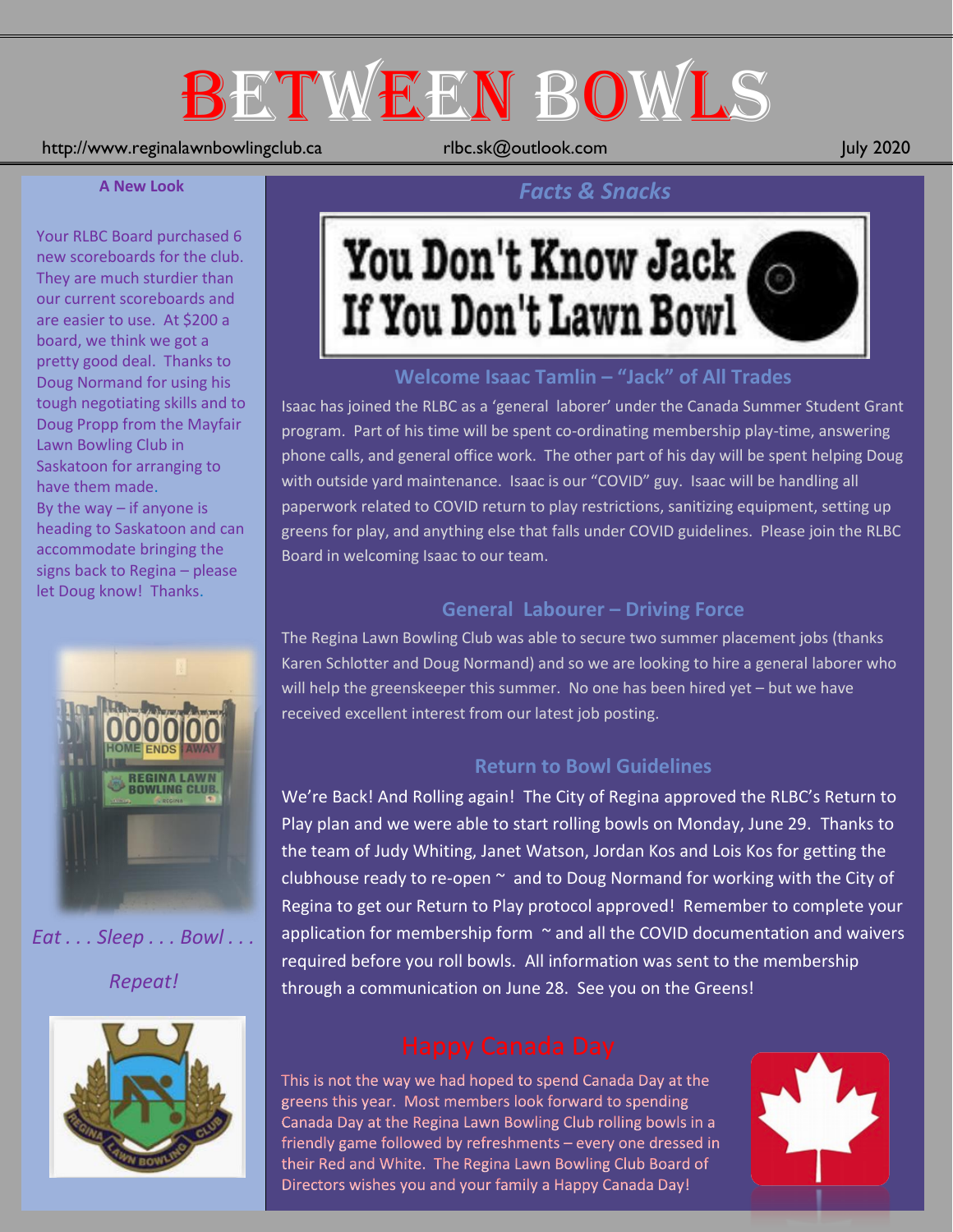# BETWEEN BOWLS

http://www.reginalawnbowlingclub.ca rlbc.sk@outlook.com July 2020

**A New Look**

Your RLBC Board purchased 6 new scoreboards for the club. They are much sturdier than our current scoreboards and are easier to use. At $200 a board, we think we got a pretty good deal. Thanks to Doug Normand for using his tough negotiating skills and to Doug Propp from the Mayfair Lawn Bowling Club in Saskatoon for arranging to have them made.

By the way – if anyone is heading to Saskatoon and can accommodate bringing the signs back to Regina – please let Doug know! Thanks.

*Eat . . . Sleep . . . Bowl . . . Repeat!*

## *Facts & Snacks*

You Don't Know Jack If You Don't Lawn Bowl

### Welcome Isaac Tamlin – "Jack" of All Trades

Isaac has joined the RLBC as a 'general laborer' under the Canada Summer Student Grant program. Part of his time will be spent co-ordinating membership play-time, answering phone calls, and general office work. The other part of his day will be spent helping Doug with outside yard maintenance. Isaac is our "COVID" guy. Isaac will be handling all paperwork related to COVID return to play restrictions, sanitizing equipment, setting up greens for play, and anything else that falls under COVID guidelines. Please join the RLBC Board in welcoming Isaac to our team.

### General Labourer – Driving Force

The Regina Lawn Bowling Club was able to secure two summer placement jobs (thanks Karen Schlotter and Doug Normand) and so we are looking to hire a general laborer who will help the greenskeeper this summer. No one has been hired yet – but we have received excellent interest from our latest job posting.

### Return to Bowl Guidelines

We're Back! And Rolling again! The City of Regina approved the RLBC's Return to Play plan and we were able to start rolling bowls on Monday, June 29. Thanks to the team of Judy Whiting, Janet Watson, Jordan Kos and Lois Kos for getting the clubhouse ready to re-open ~ and to Doug Normand for working with the City of Regina to get our Return to Play protocol approved! Remember to complete your application for membership form ~ and all the COVID documentation and waivers required before you roll bowls. All information was sent to the membership through a communication on June 28. See you on the Greens!

### Happy Canada Day

This is not the way we had hoped to spend Canada Day at the greens this year. Most members look forward to spending Canada Day at the Regina Lawn Bowling Club rolling bowls in a friendly game followed by refreshments – every one dressed in their Red and White. The Regina Lawn Bowling Club Board of Directors wishes you and your family a Happy Canada Day!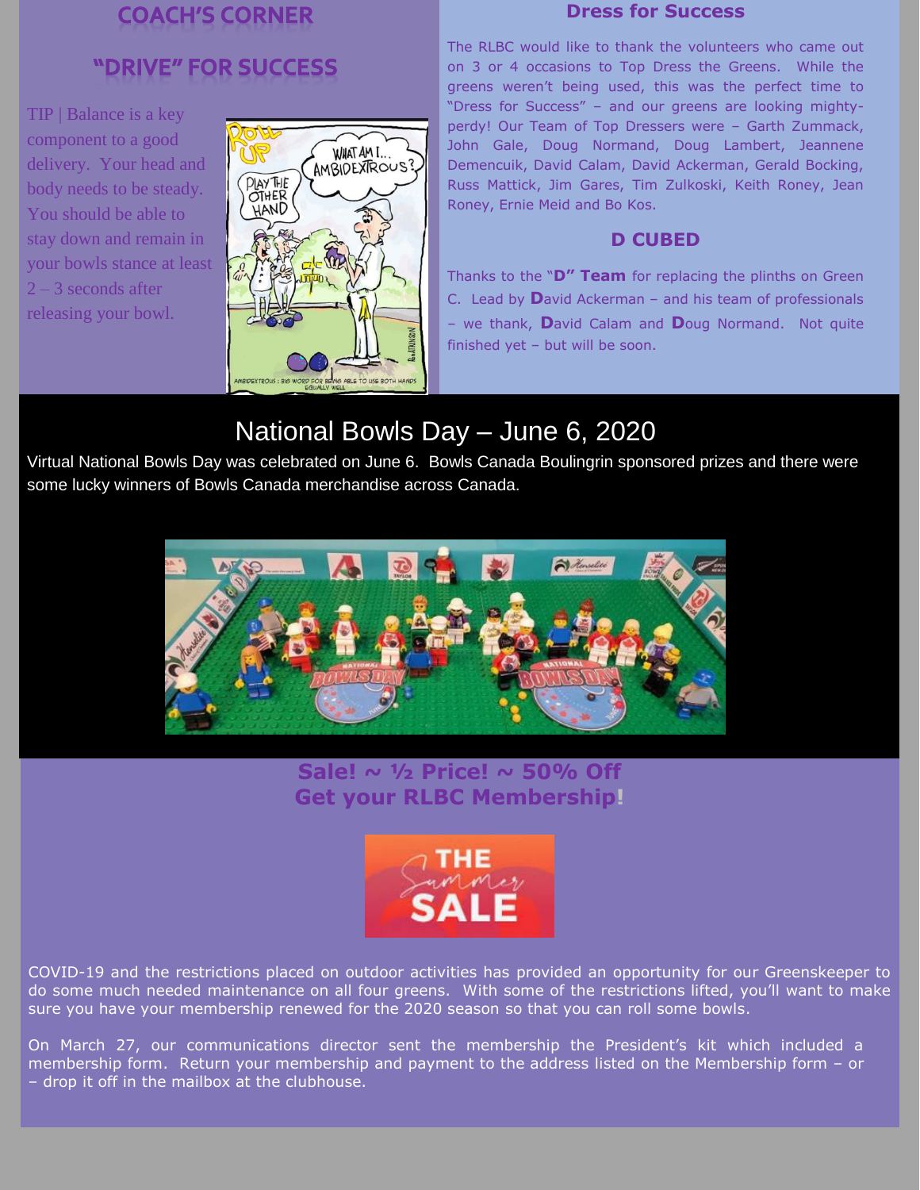## COACH'S CORNER

### "DRIVE" FOR SUCCESS

TIP | Balance is a key component to a good delivery. Your head and body needs to be steady. You should be able to stay down and remain in your bowls stance at least 2 – 3 seconds after releasing your bowl.

## Dress for Success

The RLBC would like to thank the volunteers who came out on 3 or 4 occasions to Top Dress the Greens. While the greens weren't being used, this was the perfect time to "Dress for Success" – and our greens are looking mighty-perdy! Our Team of Top Dressers were – Garth Zummack, John Gale, Doug Normand, Doug Lambert, Jeannene Demencuik, David Calam, David Ackerman, Gerald Bocking, Russ Mattick, Jim Gares, Tim Zulkoski, Keith Roney, Jean Roney, Ernie Meid and Bo Kos.

## D CUBED

Thanks to the "**D" Team** for replacing the plinths on Green C. Lead by **D**avid Ackerman – and his team of professionals – we thank, **D**avid Calam and **D**oug Normand. Not quite finished yet – but will be soon.

## National Bowls Day – June 6, 2020

Virtual National Bowls Day was celebrated on June 6. Bowls Canada Boulingrin sponsored prizes and there were some lucky winners of Bowls Canada merchandise across Canada.

## Sale! ~ ½ Price! ~ 50% Off
## Get your RLBC Membership!

COVID-19 and the restrictions placed on outdoor activities has provided an opportunity for our Greenskeeper to do some much needed maintenance on all four greens. With some of the restrictions lifted, you'll want to make sure you have your membership renewed for the 2020 season so that you can roll some bowls.

On March 27, our communications director sent the membership the President's kit which included a membership form. Return your membership and payment to the address listed on the Membership form – or – drop it off in the mailbox at the clubhouse.